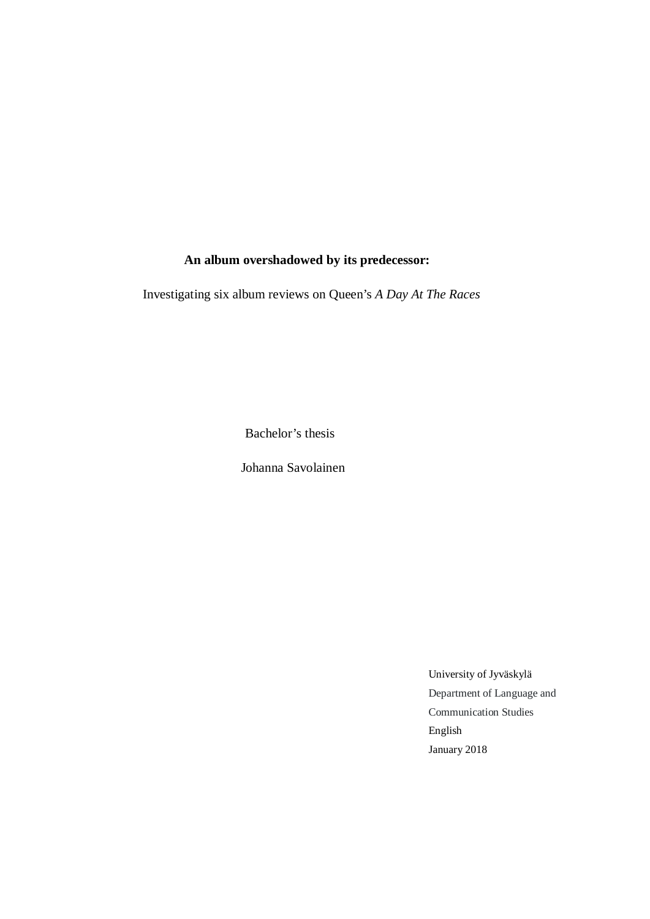**An album overshadowed by its predecessor:**

Investigating six album reviews on Queen's *A Day At The Races*

Bachelor's thesis

Johanna Savolainen

University of Jyväskylä
Department of Language and Communication Studies
English
January 2018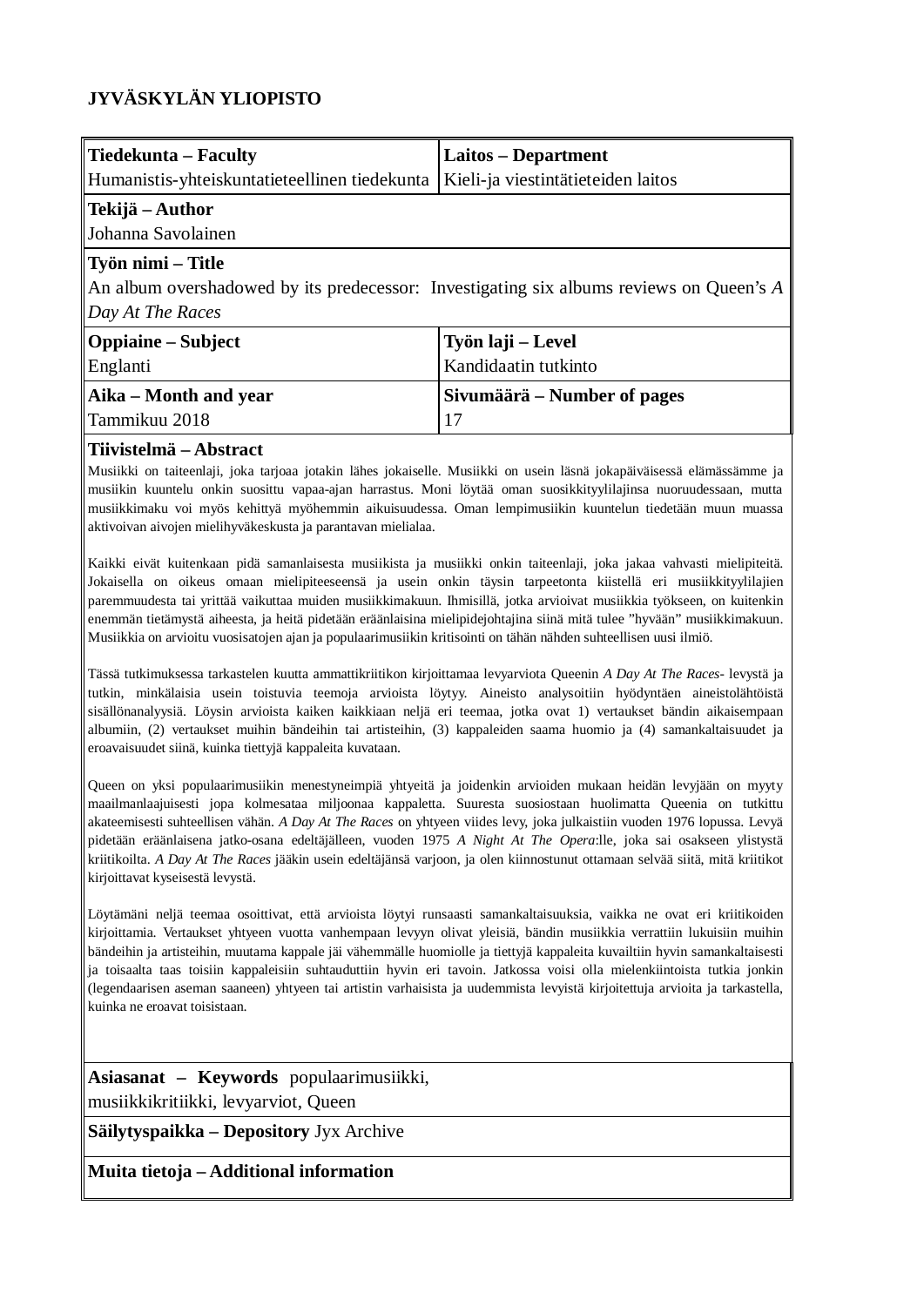**JYVÄSKYLÄN YLIOPISTO**

| **Tiedekunta – Faculty**<br>Humanistis-yhteiskuntatieteellinen tiedekunta | **Laitos – Department**<br>Kieli-ja viestintätieteiden laitos |
|---|---|
| **Tekijä – Author**<br>Johanna Savolainen | |
| **Työn nimi – Title**<br>An album overshadowed by its predecessor: Investigating six albums reviews on Queen's *A Day At The Races* | |
| **Oppiaine – Subject**<br>Englanti | **Työn laji – Level**<br>Kandidaatin tutkinto |
| **Aika – Month and year**<br>Tammikuu 2018 | **Sivumäärä – Number of pages**<br>17 |

**Tiivistelmä – Abstract**

Musiikki on taiteenlaji, joka tarjoaa jotakin lähes jokaiselle. Musiikki on usein läsnä jokapäiväisessä elämässämme ja musiikin kuuntelu onkin suosittu vapaa-ajan harrastus. Moni löytää oman suosikkityylilajinsa nuoruudessaan, mutta musiikkimaku voi myös kehittyä myöhemmin aikuisuudessa. Oman lempimusiikin kuuntelun tiedetään muun muassa aktivoivan aivojen mielihyväkeskusta ja parantavan mielialaa.

Kaikki eivät kuitenkaan pidä samanlaisesta musiikista ja musiikki onkin taiteenlaji, joka jakaa vahvasti mielipiteitä. Jokaisella on oikeus omaan mielipiteeseensä ja usein onkin täysin tarpeetonta kiistellä eri musiikkityylilajien paremmuudesta tai yrittää vaikuttaa muiden musiikkimakuun. Ihmisillä, jotka arvioivat musiikkia työkseen, on kuitenkin enemmän tietämystä aiheesta, ja heitä pidetään eräänlaisina mielipidejohtajina siinä mitä tulee "hyvään" musiikkimakuun. Musiikkia on arvioitu vuosisatojen ajan ja populaarimusiikin kritisointi on tähän nähden suhteellisen uusi ilmiö.

Tässä tutkimuksessa tarkastelen kuutta ammattikriitikon kirjoittamaa levyarviota Queenin *A Day At The Races*- levystä ja tutkin, minkälaisia usein toistuvia teemoja arvioista löytyy. Aineisto analysoitiin hyödyntäen aineistolähtöistä sisällönanalyysiä. Löysin arvioista kaiken kaikkiaan neljä eri teemaa, jotka ovat 1) vertaukset bändin aikaisempaan albumiin, (2) vertaukset muihin bändeihin tai artisteihin, (3) kappaleiden saama huomio ja (4) samankaltaisuudet ja eroavaisuudet siinä, kuinka tiettyjä kappaleita kuvataan.

Queen on yksi populaarimusiikin menestyneimpiä yhtyeitä ja joidenkin arvioiden mukaan heidän levyjään on myyty maailmanlaajuisesti jopa kolmesataa miljoonaa kappaletta. Suuresta suosiostaan huolimatta Queenia on tutkittu akateemisesti suhteellisen vähän. *A Day At The Races* on yhtyeen viides levy, joka julkaistiin vuoden 1976 lopussa. Levyä pidetään eräänlaisena jatko-osana edeltäjälleen, vuoden 1975 *A Night At The Opera*:lle, joka sai osakseen ylistystä kriitikoilta. *A Day At The Races* jääkin usein edeltäjänsä varjoon, ja olen kiinnostunut ottamaan selvää siitä, mitä kriitikot kirjoittavat kyseisestä levystä.

Löytämäni neljä teemaa osoittivat, että arvioista löytyi runsaasti samankaltaisuuksia, vaikka ne ovat eri kriitikoiden kirjoittamia. Vertaukset yhtyeen vuotta vanhempaan levyyn olivat yleisiä, bändin musiikkia verrattiin lukuisiin muihin bändeihin ja artisteihin, muutama kappale jäi vähemmälle huomiolle ja tiettyjä kappaleita kuvailtiin hyvin samankaltaisesti ja toisaalta taas toisiin kappaleisiin suhtauduttiin hyvin eri tavoin. Jatkossa voisi olla mielenkiintoista tutkia jonkin (legendaarisen aseman saaneen) yhtyeen tai artistin varhaisista ja uudemmista levyistä kirjoitettuja arvioita ja tarkastella, kuinka ne eroavat toisistaan.

**Asiasanat – Keywords** populaarimusiikki, musiikkikritiikki, levyarviot, Queen

**Säilytyspaikka – Depository** Jyx Archive

**Muita tietoja – Additional information**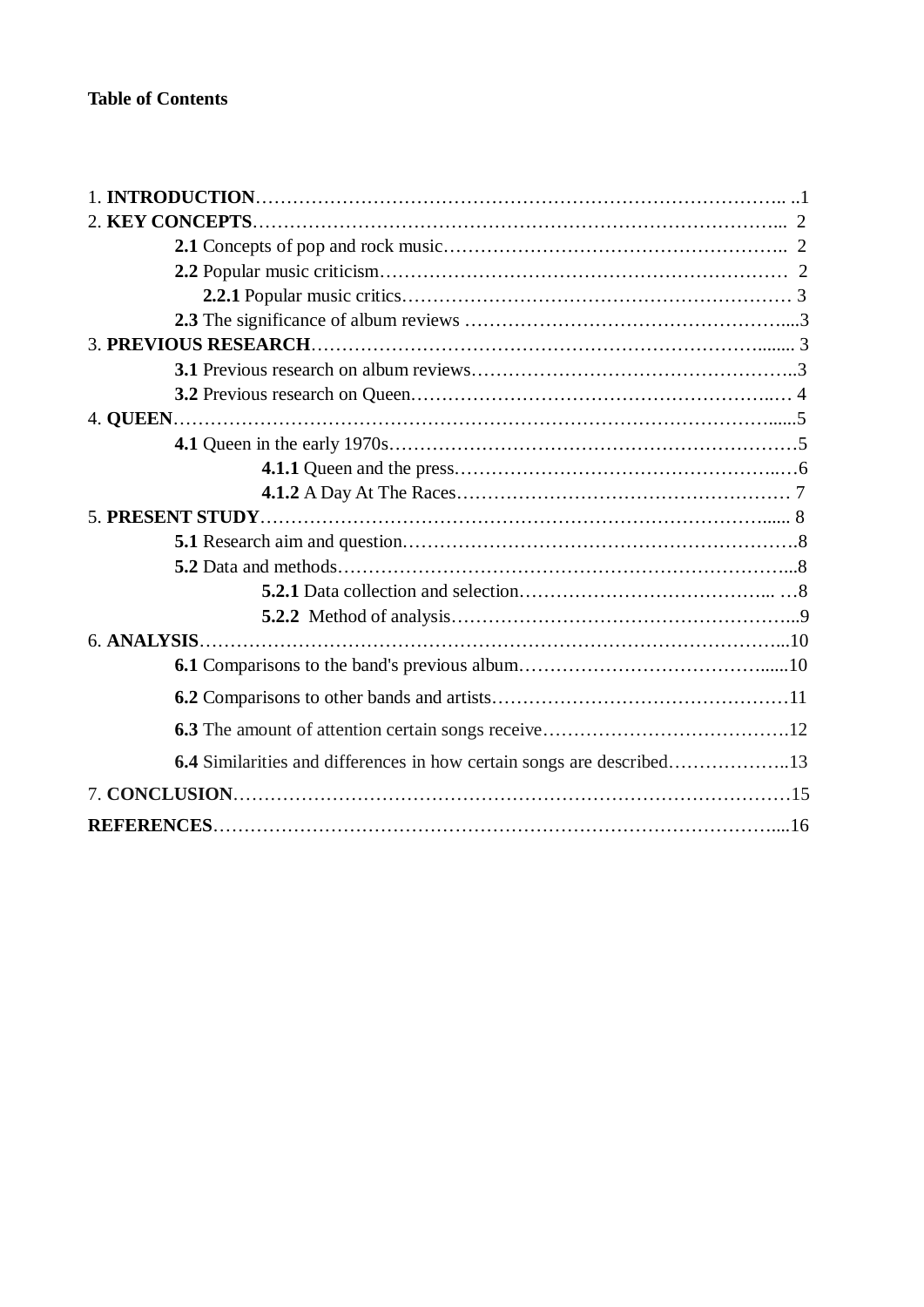**Table of Contents**

1. **INTRODUCTION** ..1
2. **KEY CONCEPTS** 2
    - **2.1** Concepts of pop and rock music 2
    - **2.2** Popular music criticism 2
        - **2.2.1** Popular music critics 3
    - **2.3** The significance of album reviews 3
3. **PREVIOUS RESEARCH** 3
    - **3.1** Previous research on album reviews 3
    - **3.2** Previous research on Queen 4
4. **QUEEN** 5
    - **4.1** Queen in the early 1970s 5
        - **4.1.1** Queen and the press 6
        - **4.1.2** A Day At The Races 7
5. **PRESENT STUDY** 8
    - **5.1** Research aim and question 8
    - **5.2** Data and methods 8
        - **5.2.1** Data collection and selection 8
        - **5.2.2** Method of analysis 9
6. **ANALYSIS** 10
    - **6.1** Comparisons to the band's previous album 10
    - **6.2** Comparisons to other bands and artists 11
    - **6.3** The amount of attention certain songs receive 12
    - **6.4** Similarities and differences in how certain songs are described 13
7. **CONCLUSION** 15

**REFERENCES** 16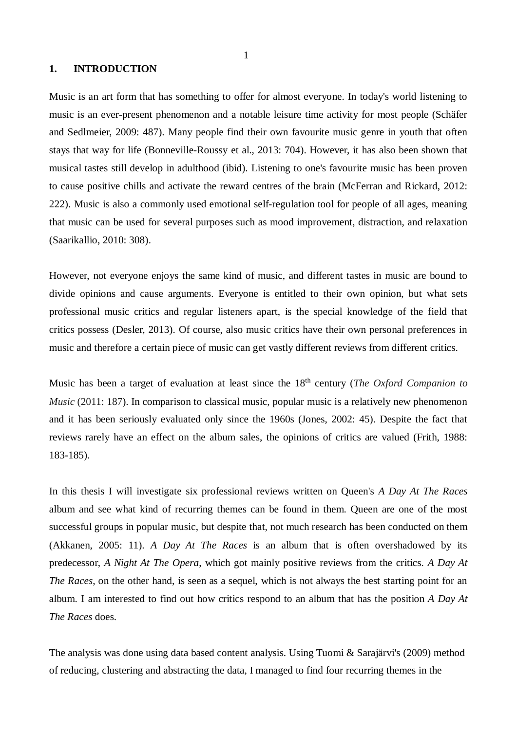## 1. INTRODUCTION

Music is an art form that has something to offer for almost everyone. In today's world listening to music is an ever-present phenomenon and a notable leisure time activity for most people (Schäfer and Sedlmeier, 2009: 487). Many people find their own favourite music genre in youth that often stays that way for life (Bonneville-Roussy et al., 2013: 704). However, it has also been shown that musical tastes still develop in adulthood (ibid). Listening to one's favourite music has been proven to cause positive chills and activate the reward centres of the brain (McFerran and Rickard, 2012: 222). Music is also a commonly used emotional self-regulation tool for people of all ages, meaning that music can be used for several purposes such as mood improvement, distraction, and relaxation (Saarikallio, 2010: 308).

However, not everyone enjoys the same kind of music, and different tastes in music are bound to divide opinions and cause arguments. Everyone is entitled to their own opinion, but what sets professional music critics and regular listeners apart, is the special knowledge of the field that critics possess (Desler, 2013). Of course, also music critics have their own personal preferences in music and therefore a certain piece of music can get vastly different reviews from different critics.

Music has been a target of evaluation at least since the 18th century (*The Oxford Companion to Music* (2011: 187). In comparison to classical music, popular music is a relatively new phenomenon and it has been seriously evaluated only since the 1960s (Jones, 2002: 45). Despite the fact that reviews rarely have an effect on the album sales, the opinions of critics are valued (Frith, 1988: 183-185).

In this thesis I will investigate six professional reviews written on Queen's *A Day At The Races* album and see what kind of recurring themes can be found in them. Queen are one of the most successful groups in popular music, but despite that, not much research has been conducted on them (Akkanen, 2005: 11). *A Day At The Races* is an album that is often overshadowed by its predecessor, *A Night At The Opera*, which got mainly positive reviews from the critics. *A Day At The Races*, on the other hand, is seen as a sequel, which is not always the best starting point for an album. I am interested to find out how critics respond to an album that has the position *A Day At The Races* does.

The analysis was done using data based content analysis. Using Tuomi & Sarajärvi's (2009) method of reducing, clustering and abstracting the data, I managed to find four recurring themes in the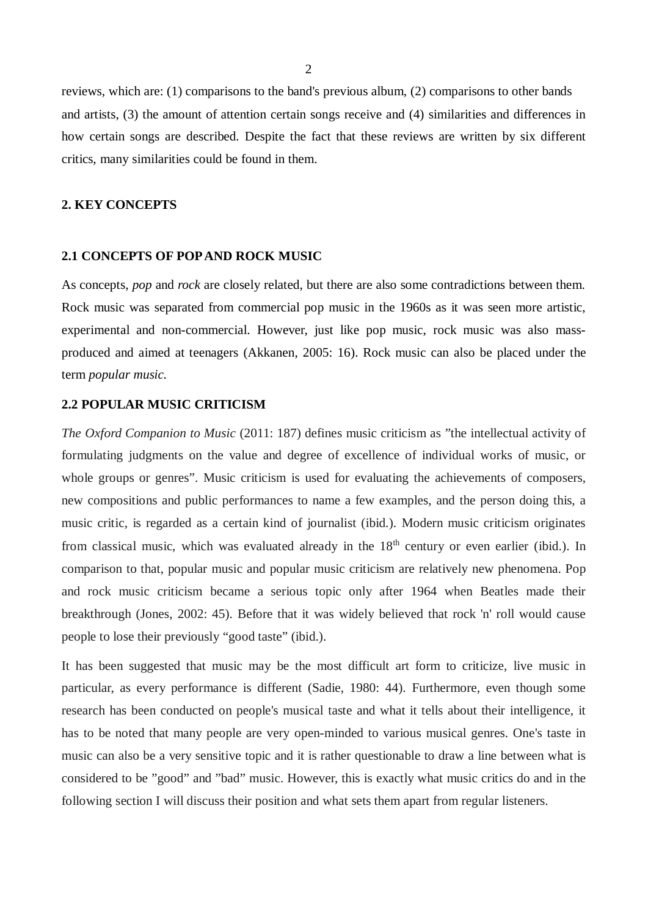reviews, which are: (1) comparisons to the band's previous album, (2) comparisons to other bands and artists, (3) the amount of attention certain songs receive and (4) similarities and differences in how certain songs are described. Despite the fact that these reviews are written by six different critics, many similarities could be found in them.

## 2. KEY CONCEPTS

### 2.1 CONCEPTS OF POP AND ROCK MUSIC

As concepts, *pop* and *rock* are closely related, but there are also some contradictions between them. Rock music was separated from commercial pop music in the 1960s as it was seen more artistic, experimental and non-commercial. However, just like pop music, rock music was also mass-produced and aimed at teenagers (Akkanen, 2005: 16). Rock music can also be placed under the term *popular music.*

### 2.2 POPULAR MUSIC CRITICISM

*The Oxford Companion to Music* (2011: 187) defines music criticism as ”the intellectual activity of formulating judgments on the value and degree of excellence of individual works of music, or whole groups or genres”. Music criticism is used for evaluating the achievements of composers, new compositions and public performances to name a few examples, and the person doing this, a music critic, is regarded as a certain kind of journalist (ibid.). Modern music criticism originates from classical music, which was evaluated already in the 18th century or even earlier (ibid.). In comparison to that, popular music and popular music criticism are relatively new phenomena. Pop and rock music criticism became a serious topic only after 1964 when Beatles made their breakthrough (Jones, 2002: 45). Before that it was widely believed that rock 'n' roll would cause people to lose their previously “good taste” (ibid.).

It has been suggested that music may be the most difficult art form to criticize, live music in particular, as every performance is different (Sadie, 1980: 44). Furthermore, even though some research has been conducted on people's musical taste and what it tells about their intelligence, it has to be noted that many people are very open-minded to various musical genres. One's taste in music can also be a very sensitive topic and it is rather questionable to draw a line between what is considered to be ”good” and ”bad” music. However, this is exactly what music critics do and in the following section I will discuss their position and what sets them apart from regular listeners.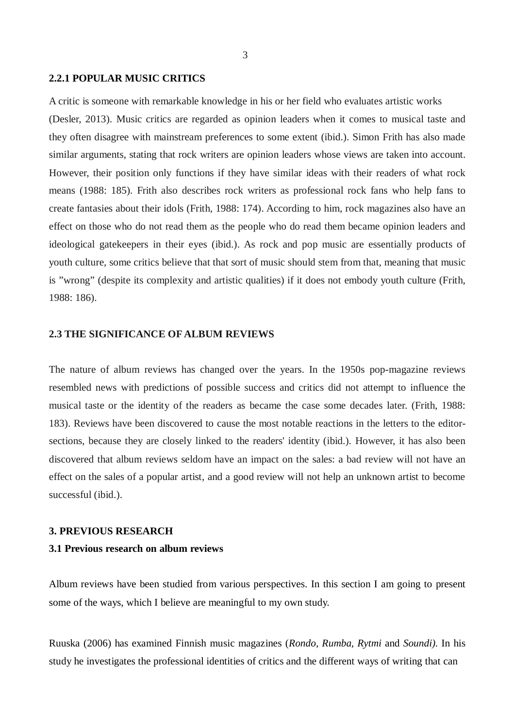### 2.2.1 POPULAR MUSIC CRITICS

A critic is someone with remarkable knowledge in his or her field who evaluates artistic works (Desler, 2013). Music critics are regarded as opinion leaders when it comes to musical taste and they often disagree with mainstream preferences to some extent (ibid.). Simon Frith has also made similar arguments, stating that rock writers are opinion leaders whose views are taken into account. However, their position only functions if they have similar ideas with their readers of what rock means (1988: 185). Frith also describes rock writers as professional rock fans who help fans to create fantasies about their idols (Frith, 1988: 174). According to him, rock magazines also have an effect on those who do not read them as the people who do read them became opinion leaders and ideological gatekeepers in their eyes (ibid.). As rock and pop music are essentially products of youth culture, some critics believe that that sort of music should stem from that, meaning that music is ”wrong” (despite its complexity and artistic qualities) if it does not embody youth culture (Frith, 1988: 186).

## 2.3 THE SIGNIFICANCE OF ALBUM REVIEWS

The nature of album reviews has changed over the years. In the 1950s pop-magazine reviews resembled news with predictions of possible success and critics did not attempt to influence the musical taste or the identity of the readers as became the case some decades later. (Frith, 1988: 183). Reviews have been discovered to cause the most notable reactions in the letters to the editor-sections, because they are closely linked to the readers' identity (ibid.). However, it has also been discovered that album reviews seldom have an impact on the sales: a bad review will not have an effect on the sales of a popular artist, and a good review will not help an unknown artist to become successful (ibid.).

# 3. PREVIOUS RESEARCH

## 3.1 Previous research on album reviews

Album reviews have been studied from various perspectives. In this section I am going to present some of the ways, which I believe are meaningful to my own study.

Ruuska (2006) has examined Finnish music magazines (*Rondo, Rumba, Rytmi* and *Soundi)*. In his study he investigates the professional identities of critics and the different ways of writing that can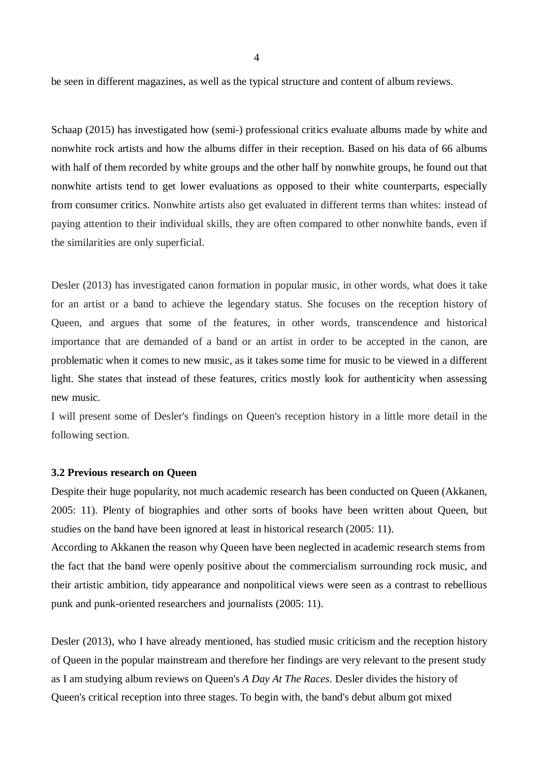be seen in different magazines, as well as the typical structure and content of album reviews.

Schaap (2015) has investigated how (semi-) professional critics evaluate albums made by white and nonwhite rock artists and how the albums differ in their reception. Based on his data of 66 albums with half of them recorded by white groups and the other half by nonwhite groups, he found out that nonwhite artists tend to get lower evaluations as opposed to their white counterparts, especially from consumer critics. Nonwhite artists also get evaluated in different terms than whites: instead of paying attention to their individual skills, they are often compared to other nonwhite bands, even if the similarities are only superficial.

Desler (2013) has investigated canon formation in popular music, in other words, what does it take for an artist or a band to achieve the legendary status. She focuses on the reception history of Queen, and argues that some of the features, in other words, transcendence and historical importance that are demanded of a band or an artist in order to be accepted in the canon, are problematic when it comes to new music, as it takes some time for music to be viewed in a different light. She states that instead of these features, critics mostly look for authenticity when assessing new music.

I will present some of Desler's findings on Queen's reception history in a little more detail in the following section.

### 3.2 Previous research on Queen

Despite their huge popularity, not much academic research has been conducted on Queen (Akkanen, 2005: 11). Plenty of biographies and other sorts of books have been written about Queen, but studies on the band have been ignored at least in historical research (2005: 11).

According to Akkanen the reason why Queen have been neglected in academic research stems from the fact that the band were openly positive about the commercialism surrounding rock music, and their artistic ambition, tidy appearance and nonpolitical views were seen as a contrast to rebellious punk and punk-oriented researchers and journalists (2005: 11).

Desler (2013), who I have already mentioned, has studied music criticism and the reception history of Queen in the popular mainstream and therefore her findings are very relevant to the present study as I am studying album reviews on Queen's *A Day At The Races*. Desler divides the history of Queen's critical reception into three stages. To begin with, the band's debut album got mixed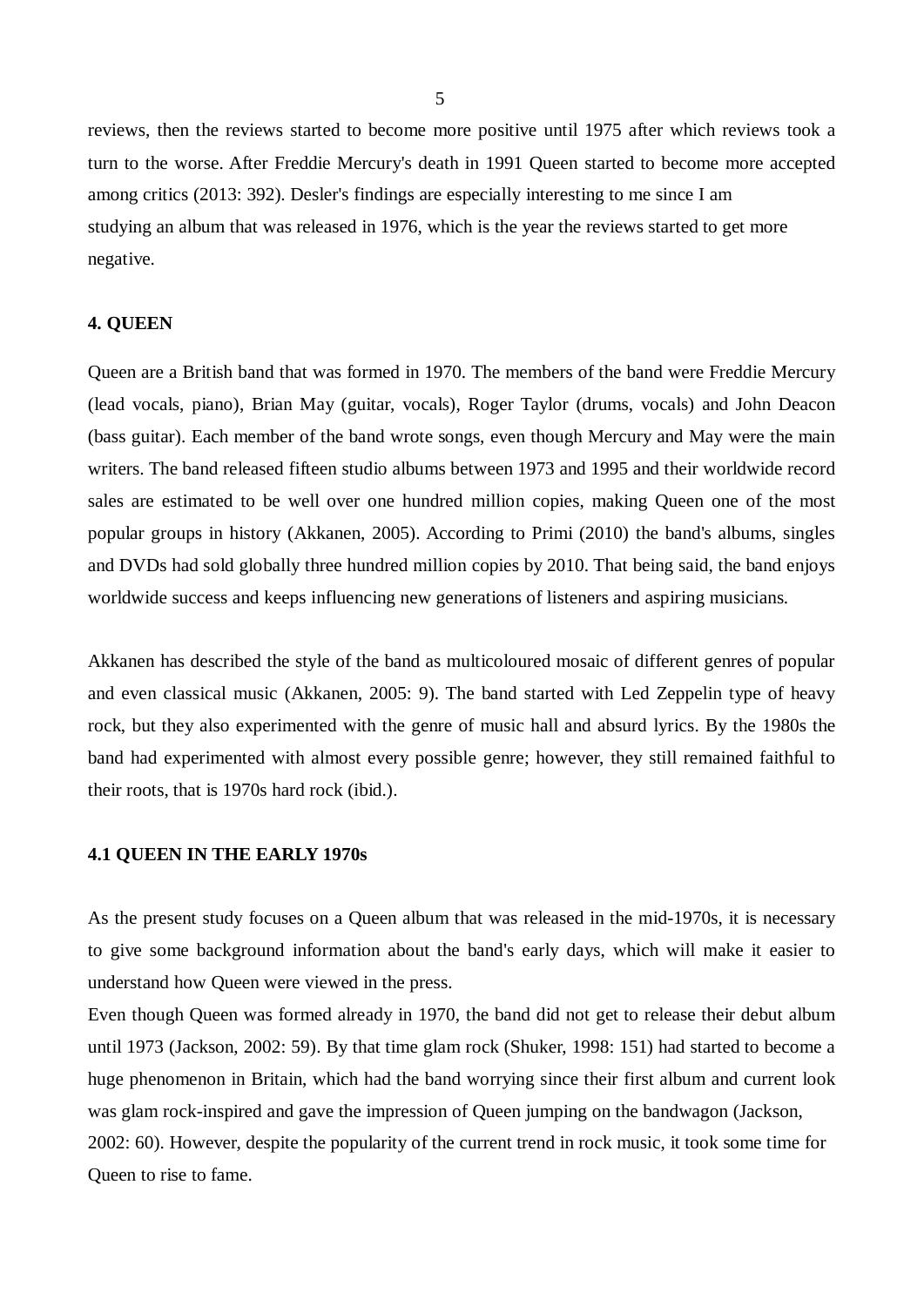reviews, then the reviews started to become more positive until 1975 after which reviews took a turn to the worse. After Freddie Mercury's death in 1991 Queen started to become more accepted among critics (2013: 392). Desler's findings are especially interesting to me since I am studying an album that was released in 1976, which is the year the reviews started to get more negative.

## 4. QUEEN

Queen are a British band that was formed in 1970. The members of the band were Freddie Mercury (lead vocals, piano), Brian May (guitar, vocals), Roger Taylor (drums, vocals) and John Deacon (bass guitar). Each member of the band wrote songs, even though Mercury and May were the main writers. The band released fifteen studio albums between 1973 and 1995 and their worldwide record sales are estimated to be well over one hundred million copies, making Queen one of the most popular groups in history (Akkanen, 2005). According to Primi (2010) the band's albums, singles and DVDs had sold globally three hundred million copies by 2010. That being said, the band enjoys worldwide success and keeps influencing new generations of listeners and aspiring musicians.

Akkanen has described the style of the band as multicoloured mosaic of different genres of popular and even classical music (Akkanen, 2005: 9). The band started with Led Zeppelin type of heavy rock, but they also experimented with the genre of music hall and absurd lyrics. By the 1980s the band had experimented with almost every possible genre; however, they still remained faithful to their roots, that is 1970s hard rock (ibid.).

### 4.1 QUEEN IN THE EARLY 1970s

As the present study focuses on a Queen album that was released in the mid-1970s, it is necessary to give some background information about the band's early days, which will make it easier to understand how Queen were viewed in the press.

Even though Queen was formed already in 1970, the band did not get to release their debut album until 1973 (Jackson, 2002: 59). By that time glam rock (Shuker, 1998: 151) had started to become a huge phenomenon in Britain, which had the band worrying since their first album and current look was glam rock-inspired and gave the impression of Queen jumping on the bandwagon (Jackson, 2002: 60). However, despite the popularity of the current trend in rock music, it took some time for Queen to rise to fame.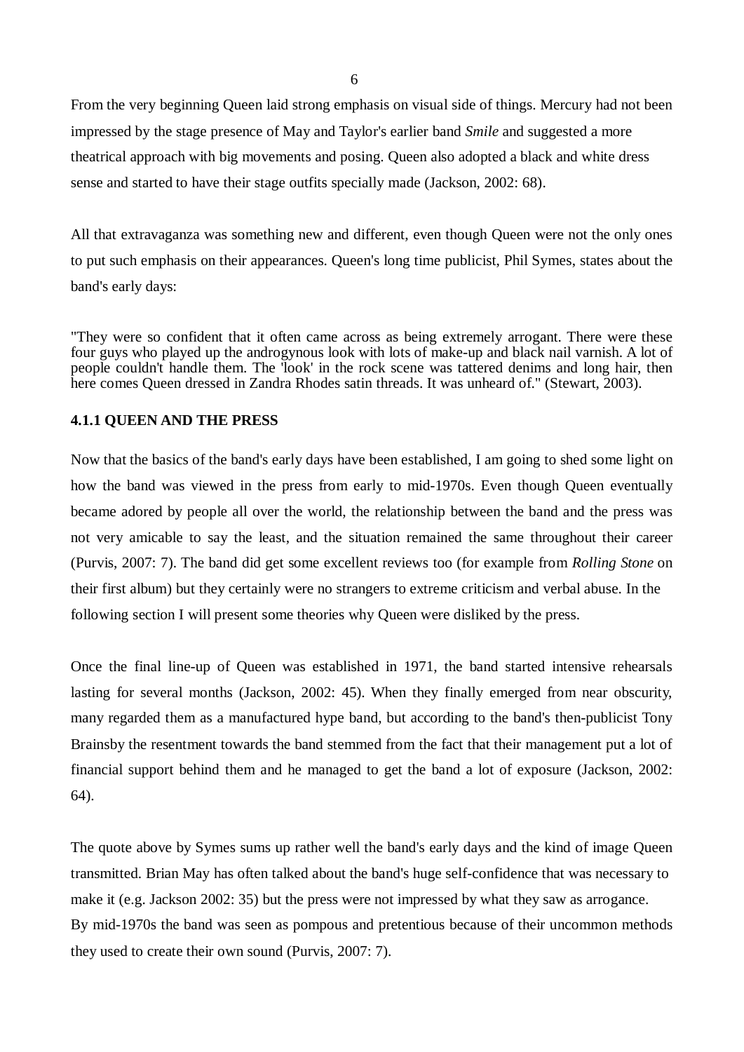From the very beginning Queen laid strong emphasis on visual side of things. Mercury had not been impressed by the stage presence of May and Taylor's earlier band *Smile* and suggested a more theatrical approach with big movements and posing. Queen also adopted a black and white dress sense and started to have their stage outfits specially made (Jackson, 2002: 68).

All that extravaganza was something new and different, even though Queen were not the only ones to put such emphasis on their appearances. Queen's long time publicist, Phil Symes, states about the band's early days:

"They were so confident that it often came across as being extremely arrogant. There were these four guys who played up the androgynous look with lots of make-up and black nail varnish. A lot of people couldn't handle them. The 'look' in the rock scene was tattered denims and long hair, then here comes Queen dressed in Zandra Rhodes satin threads. It was unheard of." (Stewart, 2003).

### 4.1.1 QUEEN AND THE PRESS

Now that the basics of the band's early days have been established, I am going to shed some light on how the band was viewed in the press from early to mid-1970s. Even though Queen eventually became adored by people all over the world, the relationship between the band and the press was not very amicable to say the least, and the situation remained the same throughout their career (Purvis, 2007: 7). The band did get some excellent reviews too (for example from *Rolling Stone* on their first album) but they certainly were no strangers to extreme criticism and verbal abuse. In the following section I will present some theories why Queen were disliked by the press.

Once the final line-up of Queen was established in 1971, the band started intensive rehearsals lasting for several months (Jackson, 2002: 45). When they finally emerged from near obscurity, many regarded them as a manufactured hype band, but according to the band's then-publicist Tony Brainsby the resentment towards the band stemmed from the fact that their management put a lot of financial support behind them and he managed to get the band a lot of exposure (Jackson, 2002: 64).

The quote above by Symes sums up rather well the band's early days and the kind of image Queen transmitted. Brian May has often talked about the band's huge self-confidence that was necessary to make it (e.g. Jackson 2002: 35) but the press were not impressed by what they saw as arrogance. By mid-1970s the band was seen as pompous and pretentious because of their uncommon methods they used to create their own sound (Purvis, 2007: 7).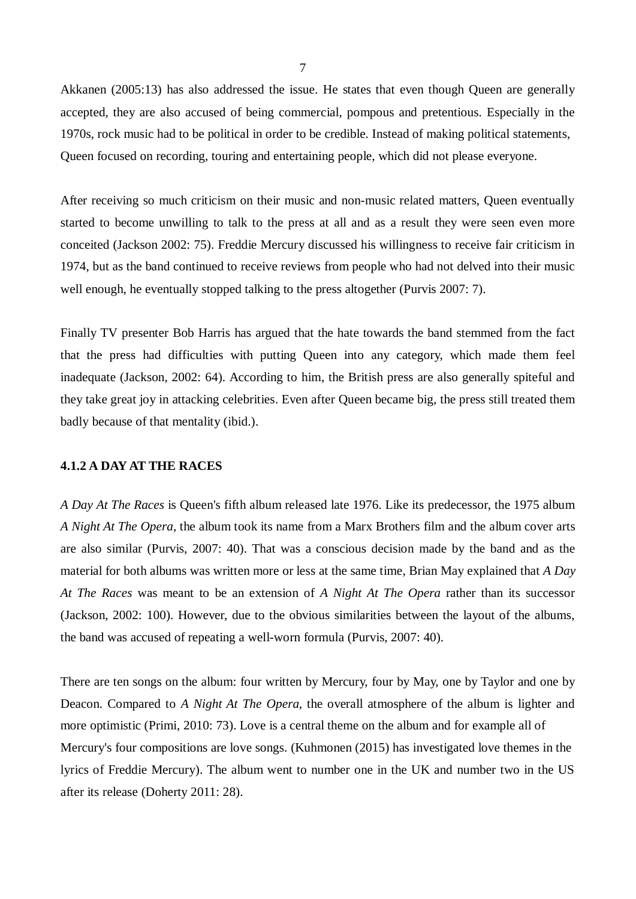Akkanen (2005:13) has also addressed the issue. He states that even though Queen are generally accepted, they are also accused of being commercial, pompous and pretentious. Especially in the 1970s, rock music had to be political in order to be credible. Instead of making political statements, Queen focused on recording, touring and entertaining people, which did not please everyone.

After receiving so much criticism on their music and non-music related matters, Queen eventually started to become unwilling to talk to the press at all and as a result they were seen even more conceited (Jackson 2002: 75). Freddie Mercury discussed his willingness to receive fair criticism in 1974, but as the band continued to receive reviews from people who had not delved into their music well enough, he eventually stopped talking to the press altogether (Purvis 2007: 7).

Finally TV presenter Bob Harris has argued that the hate towards the band stemmed from the fact that the press had difficulties with putting Queen into any category, which made them feel inadequate (Jackson, 2002: 64). According to him, the British press are also generally spiteful and they take great joy in attacking celebrities. Even after Queen became big, the press still treated them badly because of that mentality (ibid.).

#### 4.1.2 A DAY AT THE RACES

*A Day At The Races* is Queen's fifth album released late 1976. Like its predecessor, the 1975 album *A Night At The Opera*, the album took its name from a Marx Brothers film and the album cover arts are also similar (Purvis, 2007: 40). That was a conscious decision made by the band and as the material for both albums was written more or less at the same time, Brian May explained that *A Day At The Races* was meant to be an extension of *A Night At The Opera* rather than its successor (Jackson, 2002: 100). However, due to the obvious similarities between the layout of the albums, the band was accused of repeating a well-worn formula (Purvis, 2007: 40).

There are ten songs on the album: four written by Mercury, four by May, one by Taylor and one by Deacon. Compared to *A Night At The Opera*, the overall atmosphere of the album is lighter and more optimistic (Primi, 2010: 73). Love is a central theme on the album and for example all of Mercury's four compositions are love songs. (Kuhmonen (2015) has investigated love themes in the lyrics of Freddie Mercury). The album went to number one in the UK and number two in the US after its release (Doherty 2011: 28).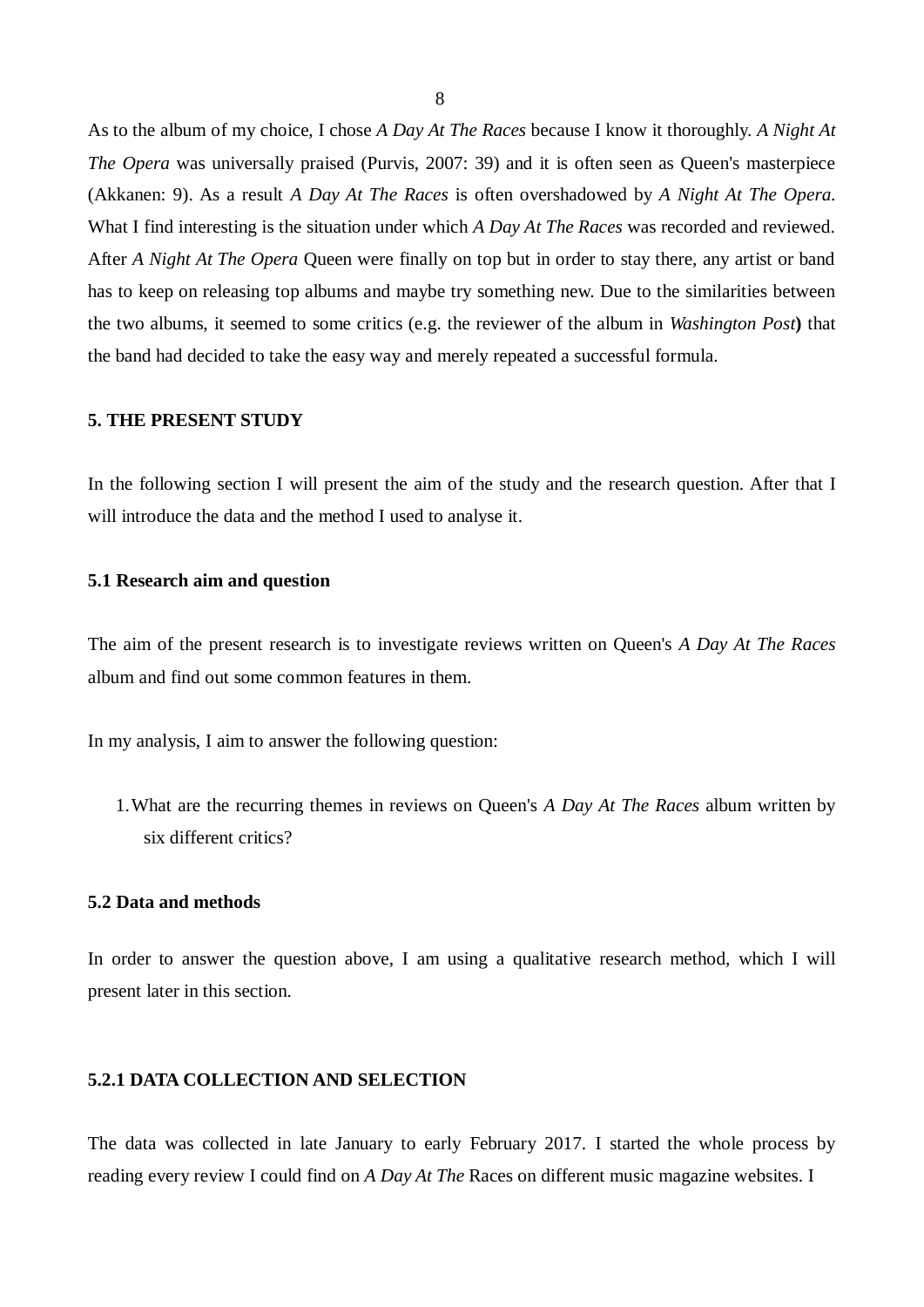As to the album of my choice, I chose *A Day At The Races* because I know it thoroughly. *A Night At The Opera* was universally praised (Purvis, 2007: 39) and it is often seen as Queen's masterpiece (Akkanen: 9). As a result *A Day At The Races* is often overshadowed by *A Night At The Opera*. What I find interesting is the situation under which *A Day At The Races* was recorded and reviewed. After *A Night At The Opera* Queen were finally on top but in order to stay there, any artist or band has to keep on releasing top albums and maybe try something new. Due to the similarities between the two albums, it seemed to some critics (e.g. the reviewer of the album in *Washington Post*) that the band had decided to take the easy way and merely repeated a successful formula.

## 5. THE PRESENT STUDY

In the following section I will present the aim of the study and the research question. After that I will introduce the data and the method I used to analyse it.

### 5.1 Research aim and question

The aim of the present research is to investigate reviews written on Queen's *A Day At The Races* album and find out some common features in them.

In my analysis, I aim to answer the following question:

1. What are the recurring themes in reviews on Queen's *A Day At The Races* album written by six different critics?

### 5.2 Data and methods

In order to answer the question above, I am using a qualitative research method, which I will present later in this section.

#### 5.2.1 DATA COLLECTION AND SELECTION

The data was collected in late January to early February 2017. I started the whole process by reading every review I could find on *A Day At The* Races on different music magazine websites. I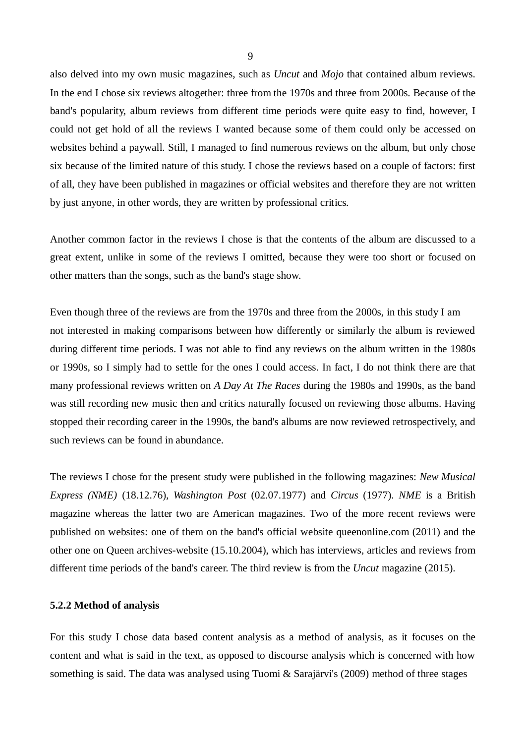also delved into my own music magazines, such as *Uncut* and *Mojo* that contained album reviews. In the end I chose six reviews altogether: three from the 1970s and three from 2000s. Because of the band's popularity, album reviews from different time periods were quite easy to find, however, I could not get hold of all the reviews I wanted because some of them could only be accessed on websites behind a paywall. Still, I managed to find numerous reviews on the album, but only chose six because of the limited nature of this study. I chose the reviews based on a couple of factors: first of all, they have been published in magazines or official websites and therefore they are not written by just anyone, in other words, they are written by professional critics.

Another common factor in the reviews I chose is that the contents of the album are discussed to a great extent, unlike in some of the reviews I omitted, because they were too short or focused on other matters than the songs, such as the band's stage show.

Even though three of the reviews are from the 1970s and three from the 2000s, in this study I am not interested in making comparisons between how differently or similarly the album is reviewed during different time periods. I was not able to find any reviews on the album written in the 1980s or 1990s, so I simply had to settle for the ones I could access. In fact, I do not think there are that many professional reviews written on *A Day At The Races* during the 1980s and 1990s, as the band was still recording new music then and critics naturally focused on reviewing those albums. Having stopped their recording career in the 1990s, the band's albums are now reviewed retrospectively, and such reviews can be found in abundance.

The reviews I chose for the present study were published in the following magazines: *New Musical Express (NME)* (18.12.76), *Washington Post* (02.07.1977) and *Circus* (1977). *NME* is a British magazine whereas the latter two are American magazines. Two of the more recent reviews were published on websites: one of them on the band's official website queenonline.com (2011) and the other one on Queen archives-website (15.10.2004), which has interviews, articles and reviews from different time periods of the band's career. The third review is from the *Uncut* magazine (2015).

### 5.2.2 Method of analysis

For this study I chose data based content analysis as a method of analysis, as it focuses on the content and what is said in the text, as opposed to discourse analysis which is concerned with how something is said. The data was analysed using Tuomi & Sarajärvi's (2009) method of three stages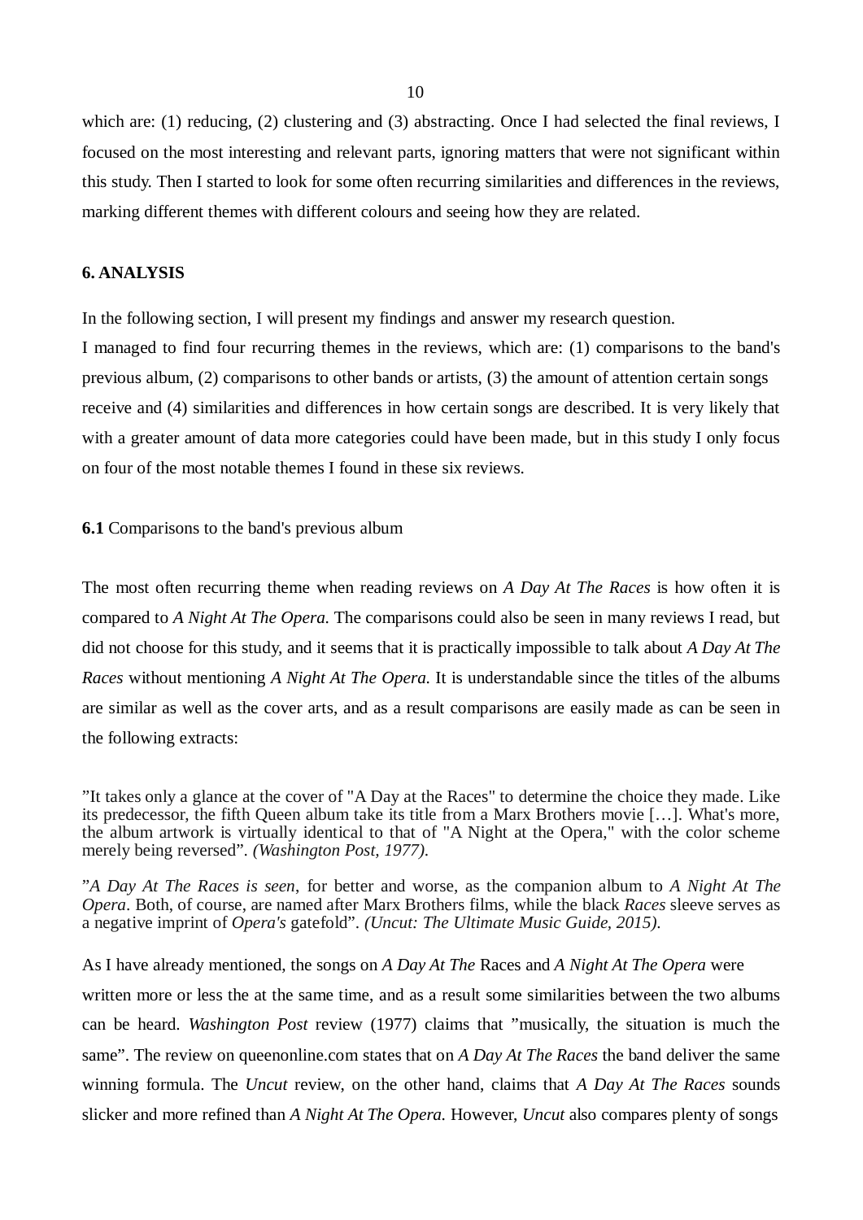which are: (1) reducing, (2) clustering and (3) abstracting. Once I had selected the final reviews, I focused on the most interesting and relevant parts, ignoring matters that were not significant within this study. Then I started to look for some often recurring similarities and differences in the reviews, marking different themes with different colours and seeing how they are related.

## 6. ANALYSIS

In the following section, I will present my findings and answer my research question.
I managed to find four recurring themes in the reviews, which are: (1) comparisons to the band's previous album, (2) comparisons to other bands or artists, (3) the amount of attention certain songs receive and (4) similarities and differences in how certain songs are described. It is very likely that with a greater amount of data more categories could have been made, but in this study I only focus on four of the most notable themes I found in these six reviews.

### **6.1** Comparisons to the band's previous album

The most often recurring theme when reading reviews on *A Day At The Races* is how often it is compared to *A Night At The Opera.* The comparisons could also be seen in many reviews I read, but did not choose for this study, and it seems that it is practically impossible to talk about *A Day At The Races* without mentioning *A Night At The Opera.* It is understandable since the titles of the albums are similar as well as the cover arts, and as a result comparisons are easily made as can be seen in the following extracts:

”It takes only a glance at the cover of "A Day at the Races" to determine the choice they made. Like its predecessor, the fifth Queen album take its title from a Marx Brothers movie […]. What's more, the album artwork is virtually identical to that of "A Night at the Opera," with the color scheme merely being reversed”. *(Washington Post, 1977).*

”*A Day At The Races is seen*, for better and worse, as the companion album to *A Night At The Opera*. Both, of course, are named after Marx Brothers films, while the black *Races* sleeve serves as a negative imprint of *Opera's* gatefold”. *(Uncut: The Ultimate Music Guide, 2015).*

As I have already mentioned, the songs on *A Day At The* Races and *A Night At The Opera* were written more or less the at the same time, and as a result some similarities between the two albums can be heard. *Washington Post* review (1977) claims that ”musically, the situation is much the same”. The review on queenonline.com states that on *A Day At The Races* the band deliver the same winning formula. The *Uncut* review, on the other hand, claims that *A Day At The Races* sounds slicker and more refined than *A Night At The Opera.* However, *Uncut* also compares plenty of songs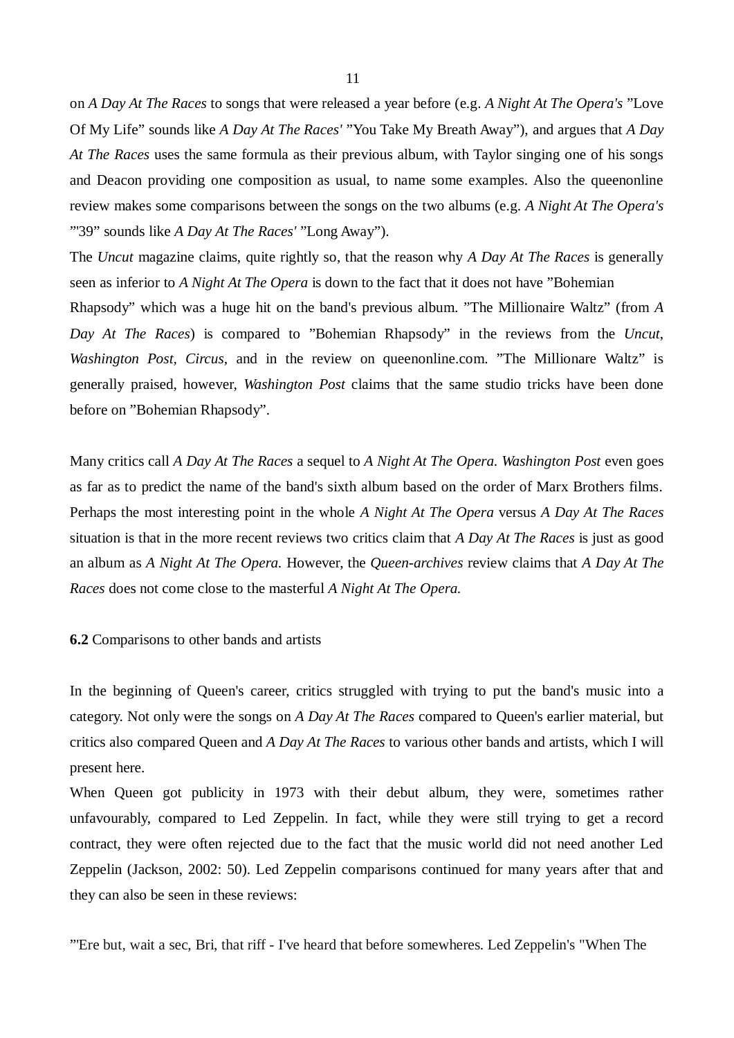on *A Day At The Races* to songs that were released a year before (e.g. *A Night At The Opera's* ”Love Of My Life” sounds like *A Day At The Races'* ”You Take My Breath Away”), and argues that *A Day At The Races* uses the same formula as their previous album, with Taylor singing one of his songs and Deacon providing one composition as usual, to name some examples. Also the queenonline review makes some comparisons between the songs on the two albums (e.g. *A Night At The Opera's* ”'39” sounds like *A Day At The Races'* ”Long Away”).

The *Uncut* magazine claims, quite rightly so, that the reason why *A Day At The Races* is generally seen as inferior to *A Night At The Opera* is down to the fact that it does not have ”Bohemian Rhapsody” which was a huge hit on the band's previous album. ”The Millionaire Waltz” (from *A Day At The Races*) is compared to ”Bohemian Rhapsody” in the reviews from the *Uncut*, *Washington Post*, *Circus*, and in the review on queenonline.com. ”The Millionare Waltz” is generally praised, however, *Washington Post* claims that the same studio tricks have been done before on ”Bohemian Rhapsody”.

Many critics call *A Day At The Races* a sequel to *A Night At The Opera. Washington Post* even goes as far as to predict the name of the band's sixth album based on the order of Marx Brothers films. Perhaps the most interesting point in the whole *A Night At The Opera* versus *A Day At The Races* situation is that in the more recent reviews two critics claim that *A Day At The Races* is just as good an album as *A Night At The Opera.* However, the *Queen-archives* review claims that *A Day At The Races* does not come close to the masterful *A Night At The Opera.*

**6.2** Comparisons to other bands and artists

In the beginning of Queen's career, critics struggled with trying to put the band's music into a category. Not only were the songs on *A Day At The Races* compared to Queen's earlier material, but critics also compared Queen and *A Day At The Races* to various other bands and artists, which I will present here.

When Queen got publicity in 1973 with their debut album, they were, sometimes rather unfavourably, compared to Led Zeppelin. In fact, while they were still trying to get a record contract, they were often rejected due to the fact that the music world did not need another Led Zeppelin (Jackson, 2002: 50). Led Zeppelin comparisons continued for many years after that and they can also be seen in these reviews:

”'Ere but, wait a sec, Bri, that riff - I've heard that before somewheres. Led Zeppelin's "When The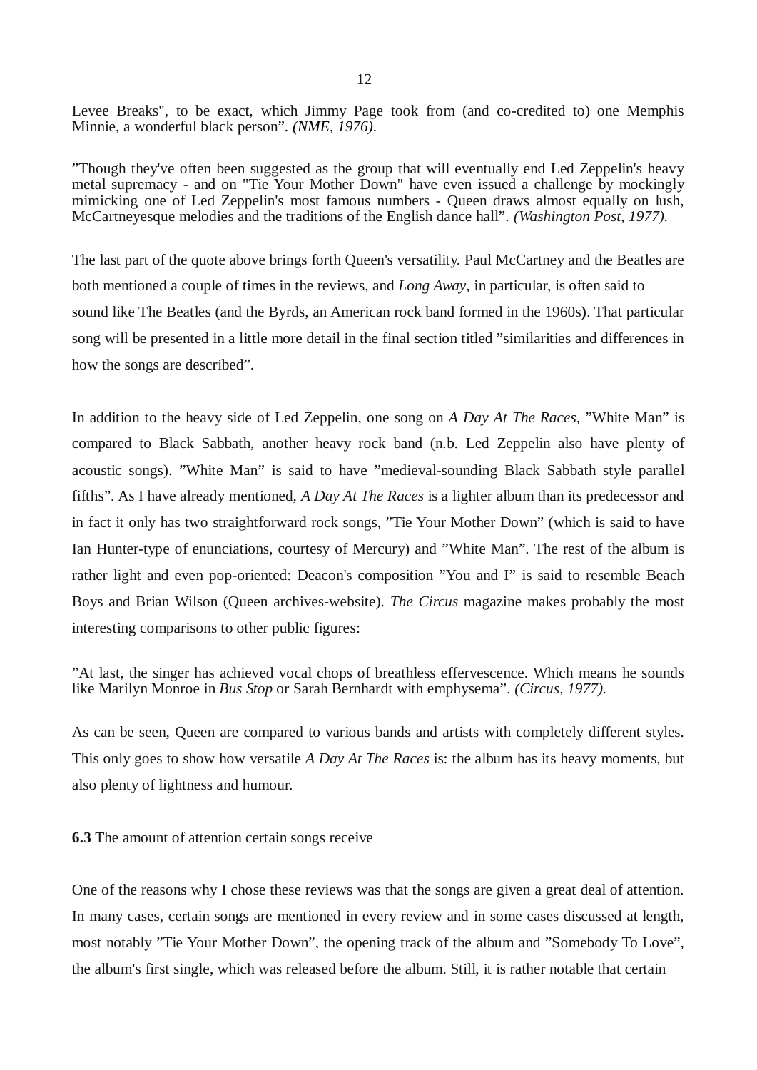Levee Breaks", to be exact, which Jimmy Page took from (and co-credited to) one Memphis Minnie, a wonderful black person”. *(NME, 1976).*

”Though they've often been suggested as the group that will eventually end Led Zeppelin's heavy metal supremacy - and on "Tie Your Mother Down" have even issued a challenge by mockingly mimicking one of Led Zeppelin's most famous numbers - Queen draws almost equally on lush, McCartneyesque melodies and the traditions of the English dance hall”. *(Washington Post, 1977).*

The last part of the quote above brings forth Queen's versatility. Paul McCartney and the Beatles are both mentioned a couple of times in the reviews, and *Long Away*, in particular, is often said to sound like The Beatles (and the Byrds, an American rock band formed in the 1960s**)**. That particular song will be presented in a little more detail in the final section titled ”similarities and differences in how the songs are described”.

In addition to the heavy side of Led Zeppelin, one song on *A Day At The Races*, ”White Man” is compared to Black Sabbath, another heavy rock band (n.b. Led Zeppelin also have plenty of acoustic songs). ”White Man” is said to have ”medieval-sounding Black Sabbath style parallel fifths”. As I have already mentioned, *A Day At The Races* is a lighter album than its predecessor and in fact it only has two straightforward rock songs, ”Tie Your Mother Down” (which is said to have Ian Hunter-type of enunciations, courtesy of Mercury) and ”White Man”. The rest of the album is rather light and even pop-oriented: Deacon's composition ”You and I” is said to resemble Beach Boys and Brian Wilson (Queen archives-website). *The Circus* magazine makes probably the most interesting comparisons to other public figures:

”At last, the singer has achieved vocal chops of breathless effervescence. Which means he sounds like Marilyn Monroe in *Bus Stop* or Sarah Bernhardt with emphysema”. *(Circus, 1977).*

As can be seen, Queen are compared to various bands and artists with completely different styles. This only goes to show how versatile *A Day At The Races* is: the album has its heavy moments, but also plenty of lightness and humour.

**6.3** The amount of attention certain songs receive

One of the reasons why I chose these reviews was that the songs are given a great deal of attention. In many cases, certain songs are mentioned in every review and in some cases discussed at length, most notably ”Tie Your Mother Down”, the opening track of the album and ”Somebody To Love”, the album's first single, which was released before the album. Still, it is rather notable that certain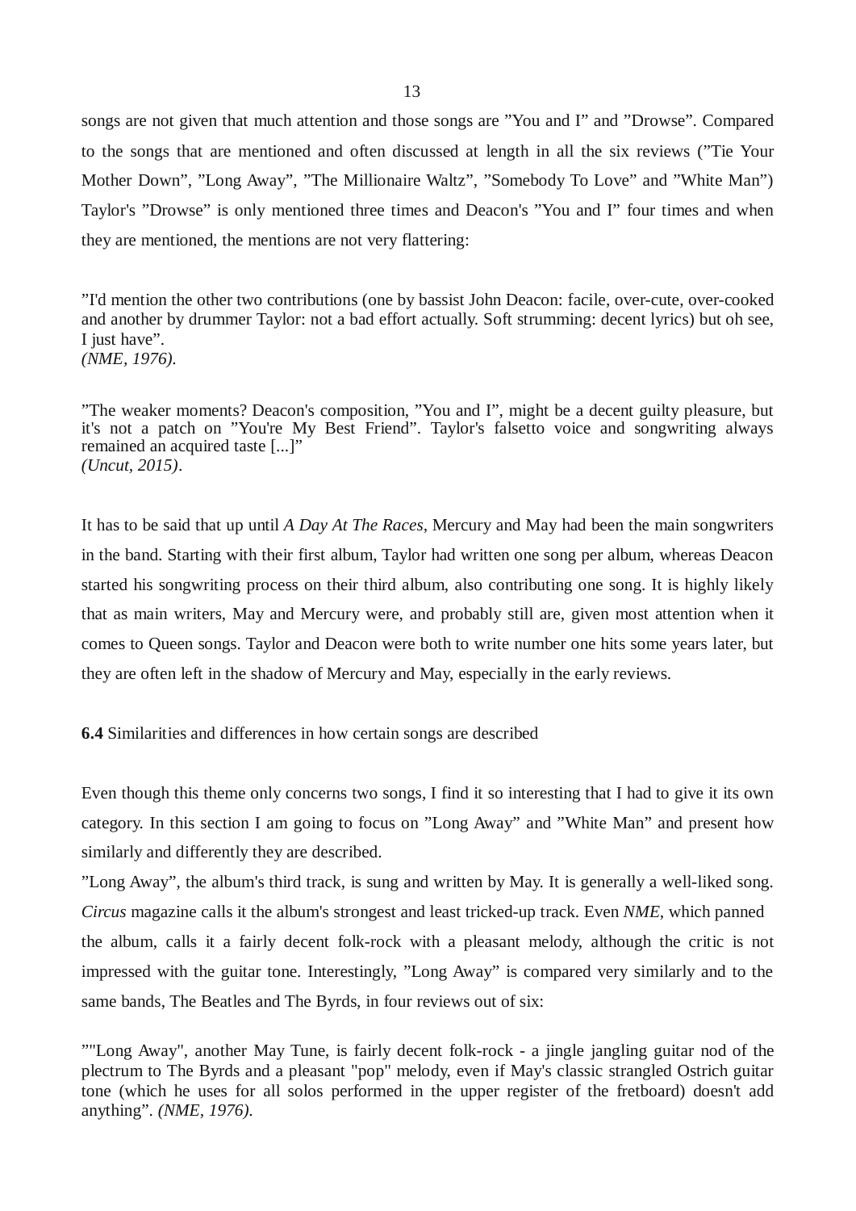songs are not given that much attention and those songs are ”You and I” and ”Drowse”. Compared to the songs that are mentioned and often discussed at length in all the six reviews (”Tie Your Mother Down”, ”Long Away”, ”The Millionaire Waltz”, ”Somebody To Love” and ”White Man”) Taylor's ”Drowse” is only mentioned three times and Deacon's ”You and I” four times and when they are mentioned, the mentions are not very flattering:

”I'd mention the other two contributions (one by bassist John Deacon: facile, over-cute, over-cooked and another by drummer Taylor: not a bad effort actually. Soft strumming: decent lyrics) but oh see, I just have”.
*(NME, 1976).*

”The weaker moments? Deacon's composition, ”You and I”, might be a decent guilty pleasure, but it's not a patch on ”You're My Best Friend”. Taylor's falsetto voice and songwriting always remained an acquired taste [...]”
*(Uncut, 2015)*.

It has to be said that up until *A Day At The Races*, Mercury and May had been the main songwriters in the band. Starting with their first album, Taylor had written one song per album, whereas Deacon started his songwriting process on their third album, also contributing one song. It is highly likely that as main writers, May and Mercury were, and probably still are, given most attention when it comes to Queen songs. Taylor and Deacon were both to write number one hits some years later, but they are often left in the shadow of Mercury and May, especially in the early reviews.

**6.4** Similarities and differences in how certain songs are described

Even though this theme only concerns two songs, I find it so interesting that I had to give it its own category. In this section I am going to focus on ”Long Away” and ”White Man” and present how similarly and differently they are described.

”Long Away”, the album's third track, is sung and written by May. It is generally a well-liked song. *Circus* magazine calls it the album's strongest and least tricked-up track. Even *NME*, which panned the album, calls it a fairly decent folk-rock with a pleasant melody, although the critic is not impressed with the guitar tone. Interestingly, ”Long Away” is compared very similarly and to the same bands, The Beatles and The Byrds, in four reviews out of six:

”"Long Away", another May Tune, is fairly decent folk-rock - a jingle jangling guitar nod of the plectrum to The Byrds and a pleasant "pop" melody, even if May's classic strangled Ostrich guitar tone (which he uses for all solos performed in the upper register of the fretboard) doesn't add anything”. *(NME, 1976).*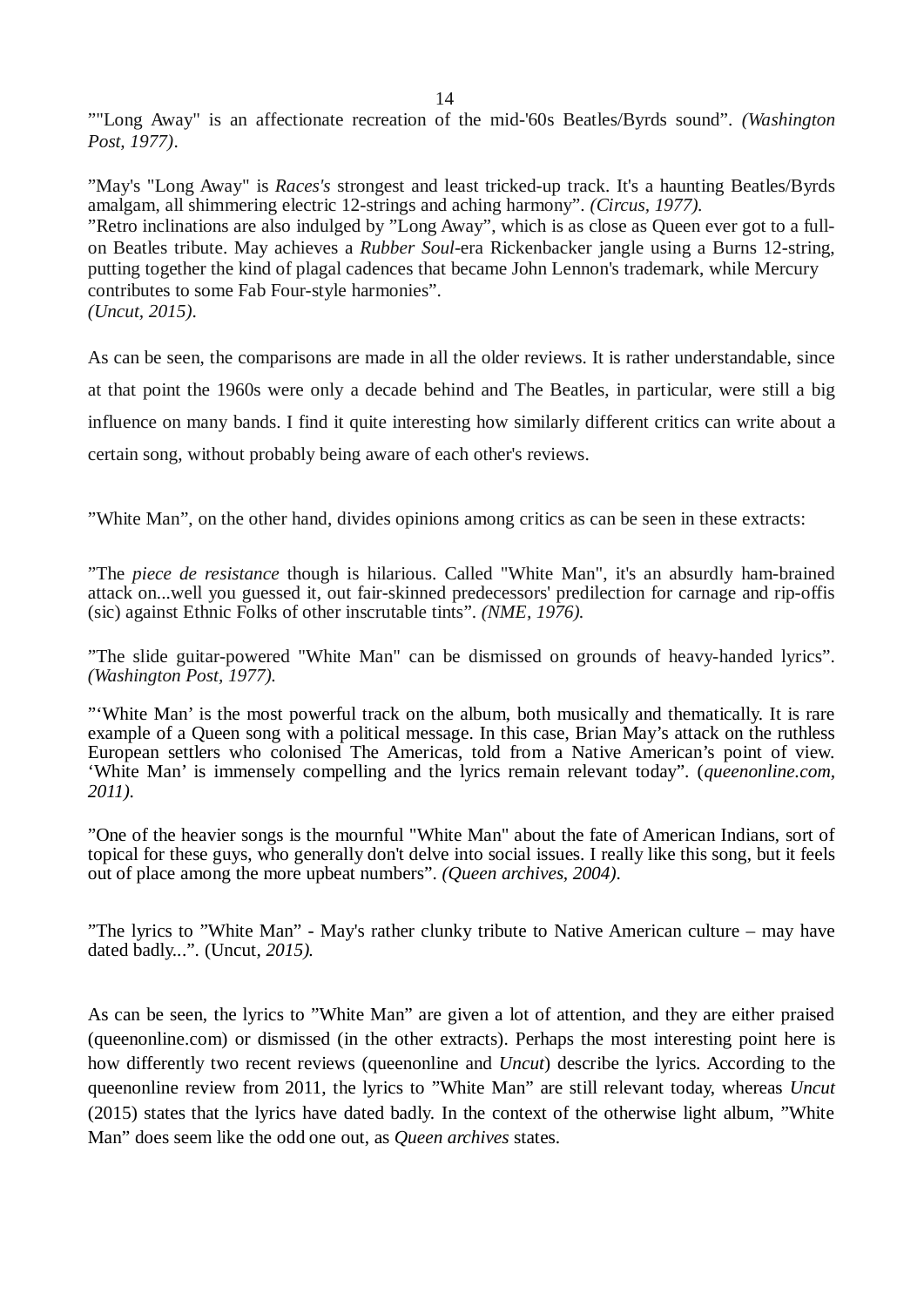”"Long Away" is an affectionate recreation of the mid-'60s Beatles/Byrds sound”. *(Washington Post, 1977)*.

”May's "Long Away" is *Races's* strongest and least tricked-up track. It's a haunting Beatles/Byrds amalgam, all shimmering electric 12-strings and aching harmony”. *(Circus, 1977).*
”Retro inclinations are also indulged by ”Long Away”, which is as close as Queen ever got to a full-on Beatles tribute. May achieves a *Rubber Soul*-era Rickenbacker jangle using a Burns 12-string, putting together the kind of plagal cadences that became John Lennon's trademark, while Mercury contributes to some Fab Four-style harmonies”.
*(Uncut, 2015)*.

As can be seen, the comparisons are made in all the older reviews. It is rather understandable, since at that point the 1960s were only a decade behind and The Beatles, in particular, were still a big influence on many bands. I find it quite interesting how similarly different critics can write about a certain song, without probably being aware of each other's reviews.

”White Man”, on the other hand, divides opinions among critics as can be seen in these extracts:

”The *piece de resistance* though is hilarious. Called "White Man", it's an absurdly ham-brained attack on...well you guessed it, out fair-skinned predecessors' predilection for carnage and rip-offis (sic) against Ethnic Folks of other inscrutable tints”. *(NME, 1976).*

”The slide guitar-powered "White Man" can be dismissed on grounds of heavy-handed lyrics”. *(Washington Post, 1977).*

”‘White Man’ is the most powerful track on the album, both musically and thematically. It is rare example of a Queen song with a political message. In this case, Brian May’s attack on the ruthless European settlers who colonised The Americas, told from a Native American’s point of view. ‘White Man’ is immensely compelling and the lyrics remain relevant today”. (*queenonline.com, 2011)*.

”One of the heavier songs is the mournful "White Man" about the fate of American Indians, sort of topical for these guys, who generally don't delve into social issues. I really like this song, but it feels out of place among the more upbeat numbers”. *(Queen archives, 2004)*.

”The lyrics to ”White Man” - May's rather clunky tribute to Native American culture – may have dated badly...”. (Uncut*, 2015).*

As can be seen, the lyrics to ”White Man” are given a lot of attention, and they are either praised (queenonline.com) or dismissed (in the other extracts). Perhaps the most interesting point here is how differently two recent reviews (queenonline and *Uncut*) describe the lyrics. According to the queenonline review from 2011, the lyrics to ”White Man” are still relevant today, whereas *Uncut* (2015) states that the lyrics have dated badly. In the context of the otherwise light album, ”White Man” does seem like the odd one out, as *Queen archives* states.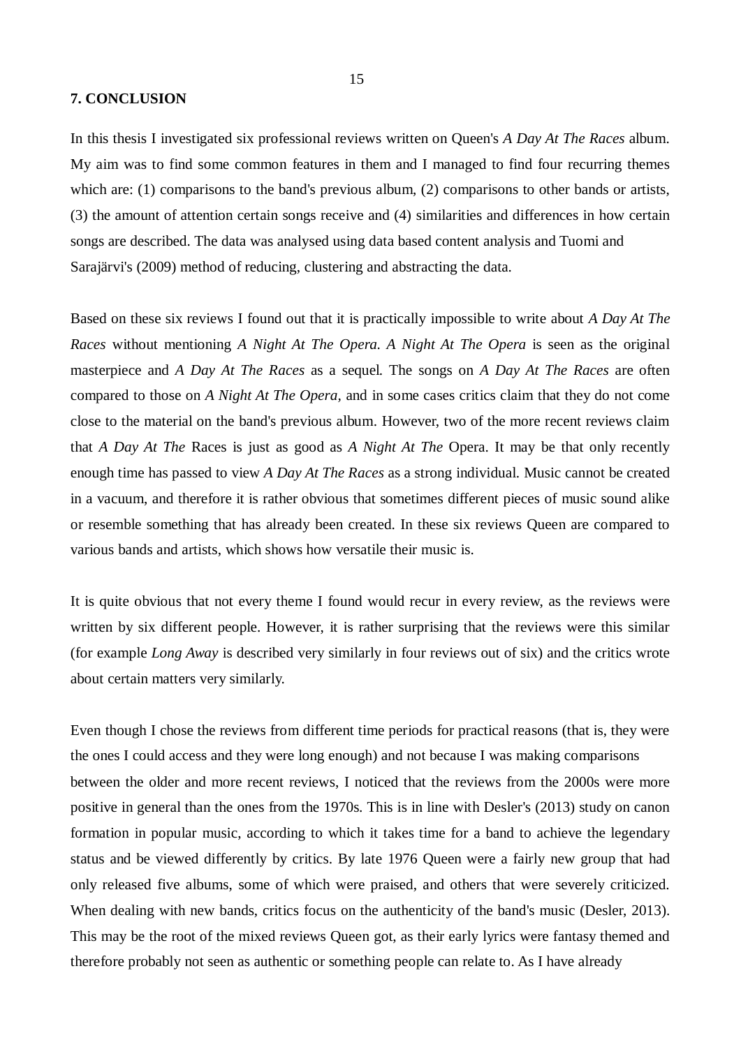## 7. CONCLUSION

In this thesis I investigated six professional reviews written on Queen's *A Day At The Races* album. My aim was to find some common features in them and I managed to find four recurring themes which are: (1) comparisons to the band's previous album, (2) comparisons to other bands or artists, (3) the amount of attention certain songs receive and (4) similarities and differences in how certain songs are described. The data was analysed using data based content analysis and Tuomi and Sarajärvi's (2009) method of reducing, clustering and abstracting the data.

Based on these six reviews I found out that it is practically impossible to write about *A Day At The Races* without mentioning *A Night At The Opera*. *A Night At The Opera* is seen as the original masterpiece and *A Day At The Races* as a sequel. The songs on *A Day At The Races* are often compared to those on *A Night At The Opera,* and in some cases critics claim that they do not come close to the material on the band's previous album. However, two of the more recent reviews claim that *A Day At The* Races is just as good as *A Night At The* Opera. It may be that only recently enough time has passed to view *A Day At The Races* as a strong individual. Music cannot be created in a vacuum, and therefore it is rather obvious that sometimes different pieces of music sound alike or resemble something that has already been created. In these six reviews Queen are compared to various bands and artists, which shows how versatile their music is.

It is quite obvious that not every theme I found would recur in every review, as the reviews were written by six different people. However, it is rather surprising that the reviews were this similar (for example *Long Away* is described very similarly in four reviews out of six) and the critics wrote about certain matters very similarly.

Even though I chose the reviews from different time periods for practical reasons (that is, they were the ones I could access and they were long enough) and not because I was making comparisons between the older and more recent reviews, I noticed that the reviews from the 2000s were more positive in general than the ones from the 1970s. This is in line with Desler's (2013) study on canon formation in popular music, according to which it takes time for a band to achieve the legendary status and be viewed differently by critics. By late 1976 Queen were a fairly new group that had only released five albums, some of which were praised, and others that were severely criticized. When dealing with new bands, critics focus on the authenticity of the band's music (Desler, 2013). This may be the root of the mixed reviews Queen got, as their early lyrics were fantasy themed and therefore probably not seen as authentic or something people can relate to. As I have already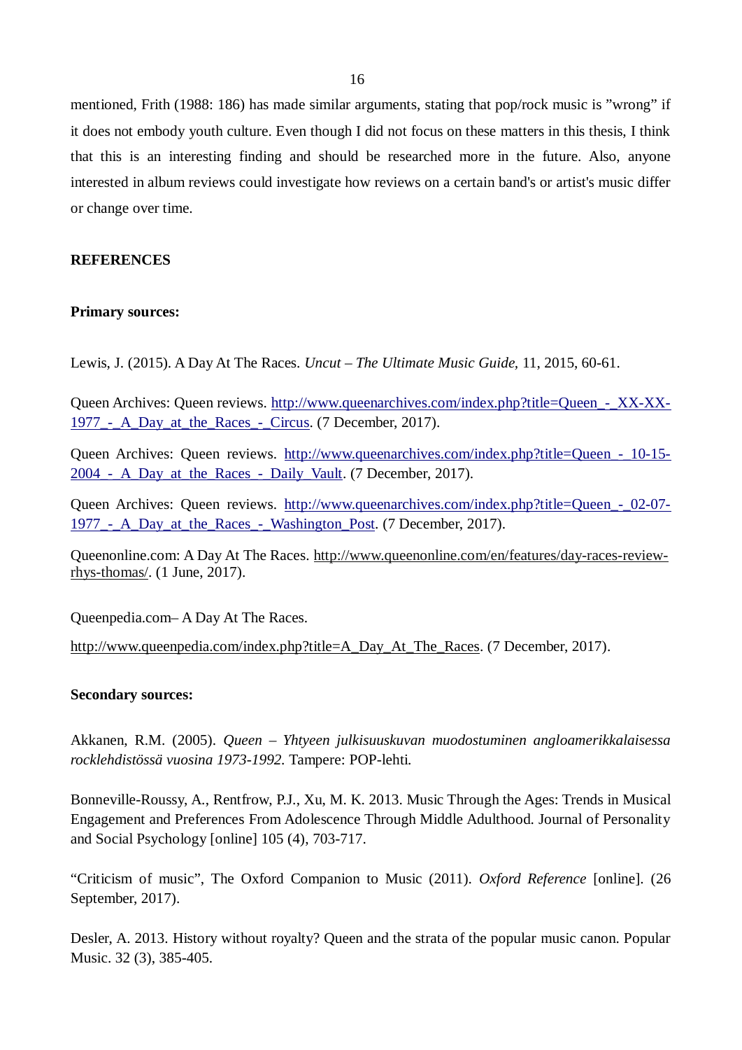mentioned, Frith (1988: 186) has made similar arguments, stating that pop/rock music is ”wrong” if it does not embody youth culture. Even though I did not focus on these matters in this thesis, I think that this is an interesting finding and should be researched more in the future. Also, anyone interested in album reviews could investigate how reviews on a certain band's or artist's music differ or change over time.

## REFERENCES

### Primary sources:

Lewis, J. (2015). A Day At The Races. *Uncut – The Ultimate Music Guide*, 11, 2015, 60-61.

Queen Archives: Queen reviews. http://www.queenarchives.com/index.php?title=Queen_-_XX-XX-1977_-_A_Day_at_the_Races_-_Circus. (7 December, 2017).

Queen Archives: Queen reviews. http://www.queenarchives.com/index.php?title=Queen_-_10-15-2004_-_A_Day_at_the_Races_-_Daily_Vault. (7 December, 2017).

Queen Archives: Queen reviews. http://www.queenarchives.com/index.php?title=Queen_-_02-07-1977_-_A_Day_at_the_Races_-_Washington_Post. (7 December, 2017).

Queenonline.com: A Day At The Races. http://www.queenonline.com/en/features/day-races-review-rhys-thomas/. (1 June, 2017).

Queenpedia.com– A Day At The Races.

http://www.queenpedia.com/index.php?title=A_Day_At_The_Races. (7 December, 2017).

### Secondary sources:

Akkanen, R.M. (2005). *Queen – Yhtyeen julkisuuskuvan muodostuminen angloamerikkalaisessa rocklehdistössä vuosina 1973-1992.* Tampere: POP-lehti.

Bonneville-Roussy, A., Rentfrow, P.J., Xu, M. K. 2013. Music Through the Ages: Trends in Musical Engagement and Preferences From Adolescence Through Middle Adulthood. Journal of Personality and Social Psychology [online] 105 (4), 703-717.

“Criticism of music”, The Oxford Companion to Music (2011). *Oxford Reference* [online]. (26 September, 2017).

Desler, A. 2013. History without royalty? Queen and the strata of the popular music canon. Popular Music. 32 (3), 385-405.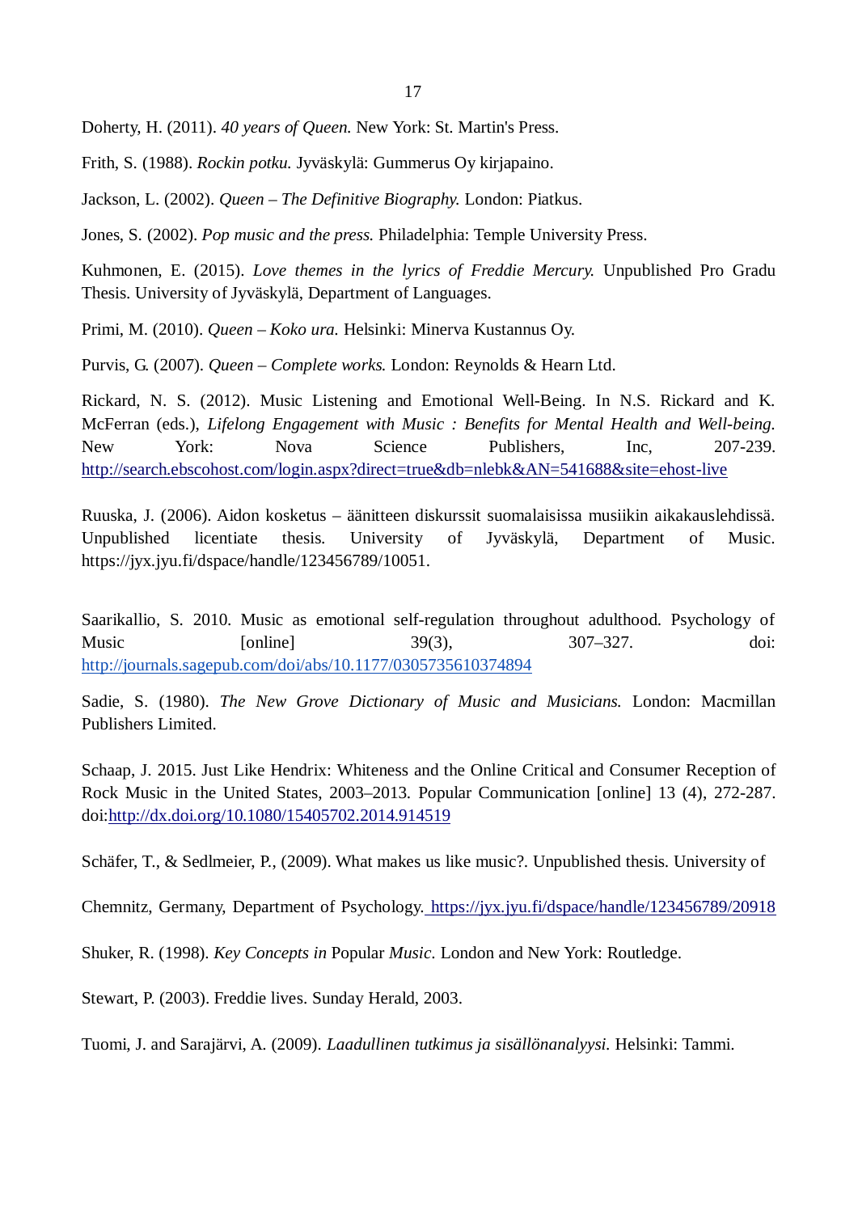Doherty, H. (2011). *40 years of Queen.* New York: St. Martin's Press.

Frith, S. (1988). *Rockin potku.* Jyväskylä: Gummerus Oy kirjapaino.

Jackson, L. (2002). *Queen – The Definitive Biography.* London: Piatkus.

Jones, S. (2002). *Pop music and the press.* Philadelphia: Temple University Press.

Kuhmonen, E. (2015). *Love themes in the lyrics of Freddie Mercury.* Unpublished Pro Gradu Thesis. University of Jyväskylä, Department of Languages.

Primi, M. (2010). *Queen – Koko ura.* Helsinki: Minerva Kustannus Oy.

Purvis, G. (2007). *Queen – Complete works.* London: Reynolds & Hearn Ltd.

Rickard, N. S. (2012). Music Listening and Emotional Well-Being. In N.S. Rickard and K. McFerran (eds.), *Lifelong Engagement with Music : Benefits for Mental Health and Well-being.* New York: Nova Science Publishers, Inc, 207-239. http://search.ebscohost.com/login.aspx?direct=true&db=nlebk&AN=541688&site=ehost-live

Ruuska, J. (2006). Aidon kosketus – äänitteen diskurssit suomalaisissa musiikin aikakauslehdissä. Unpublished licentiate thesis. University of Jyväskylä, Department of Music. https://jyx.jyu.fi/dspace/handle/123456789/10051.

Saarikallio, S. 2010. Music as emotional self-regulation throughout adulthood. Psychology of Music [online] 39(3), 307–327. doi: http://journals.sagepub.com/doi/abs/10.1177/0305735610374894

Sadie, S. (1980). *The New Grove Dictionary of Music and Musicians.* London: Macmillan Publishers Limited.

Schaap, J. 2015. Just Like Hendrix: Whiteness and the Online Critical and Consumer Reception of Rock Music in the United States, 2003–2013. Popular Communication [online] 13 (4), 272-287. doi:http://dx.doi.org/10.1080/15405702.2014.914519

Schäfer, T., & Sedlmeier, P., (2009). What makes us like music?. Unpublished thesis. University of

Chemnitz, Germany, Department of Psychology. https://jyx.jyu.fi/dspace/handle/123456789/20918

Shuker, R. (1998). *Key Concepts in* Popular *Music.* London and New York: Routledge.

Stewart, P. (2003). Freddie lives. Sunday Herald, 2003.

Tuomi, J. and Sarajärvi, A. (2009). *Laadullinen tutkimus ja sisällönanalyysi.* Helsinki: Tammi.